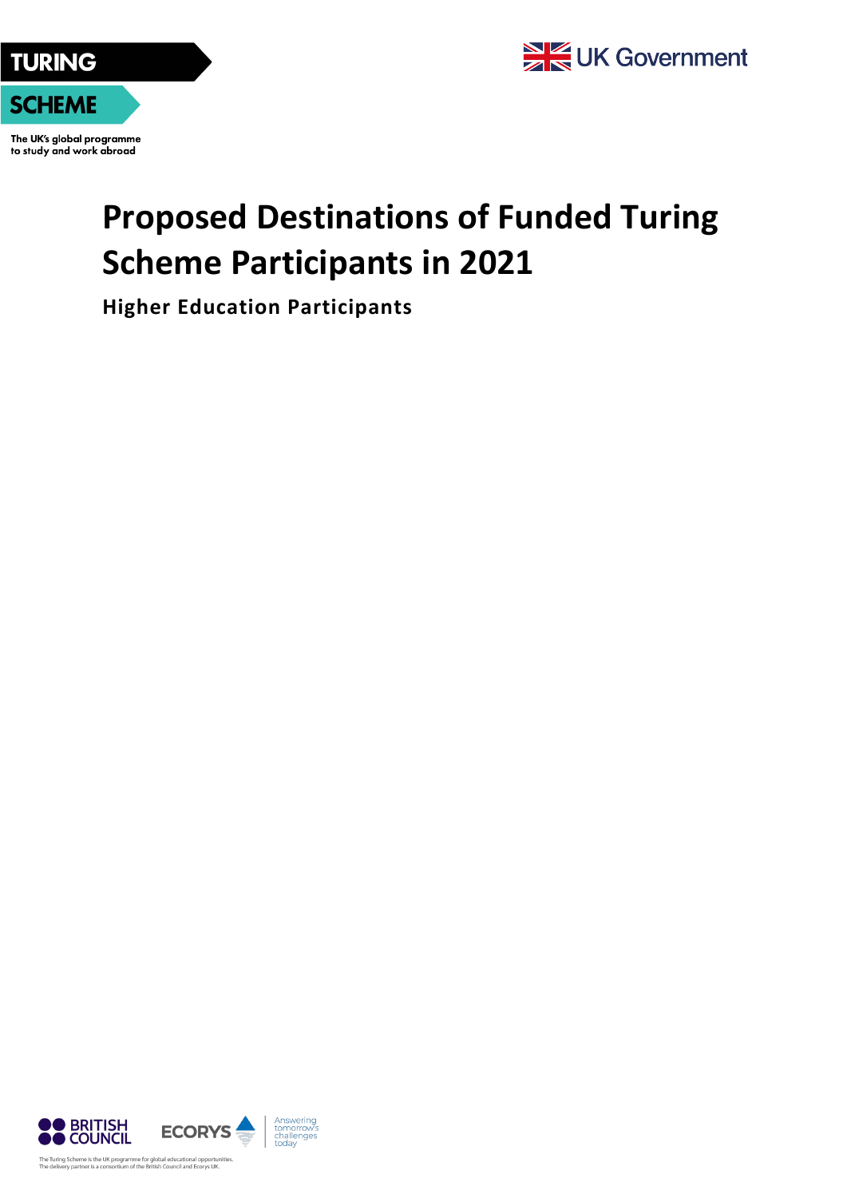TURING SCHEME

The UK's global programme to study and work abroad

UK Government

# Proposed Destinations of Funded Turing Scheme Participants in 2021

## Higher Education Participants

BRITISH COUNCIL

ECORYS Answering tomorrow's challenges today

The Turing Scheme is the UK programme for global educational opportunities.
The delivery partner is a consortium of the British Council and Ecorys UK.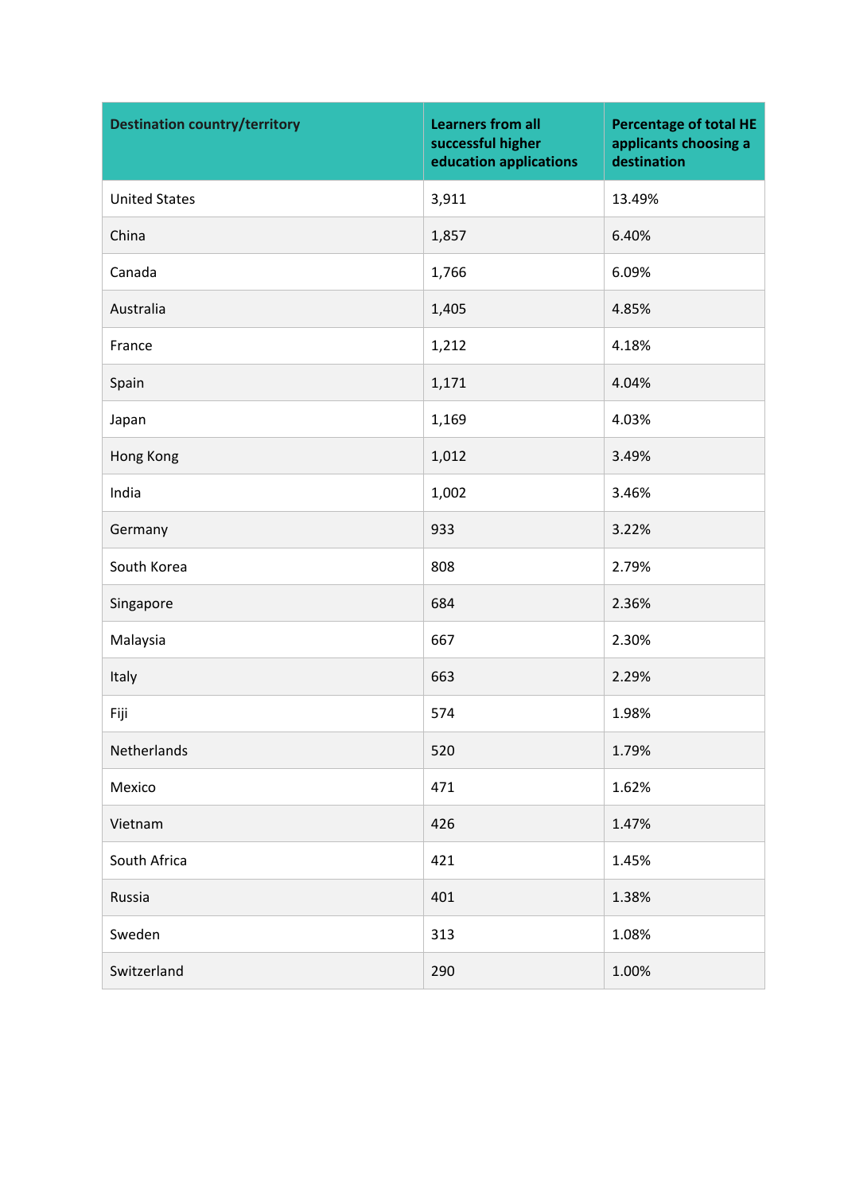| Destination country/territory | Learners from all successful higher education applications | Percentage of total HE applicants choosing a destination |
|---|---|---|
| United States | 3,911 | 13.49% |
| China | 1,857 | 6.40% |
| Canada | 1,766 | 6.09% |
| Australia | 1,405 | 4.85% |
| France | 1,212 | 4.18% |
| Spain | 1,171 | 4.04% |
| Japan | 1,169 | 4.03% |
| Hong Kong | 1,012 | 3.49% |
| India | 1,002 | 3.46% |
| Germany | 933 | 3.22% |
| South Korea | 808 | 2.79% |
| Singapore | 684 | 2.36% |
| Malaysia | 667 | 2.30% |
| Italy | 663 | 2.29% |
| Fiji | 574 | 1.98% |
| Netherlands | 520 | 1.79% |
| Mexico | 471 | 1.62% |
| Vietnam | 426 | 1.47% |
| South Africa | 421 | 1.45% |
| Russia | 401 | 1.38% |
| Sweden | 313 | 1.08% |
| Switzerland | 290 | 1.00% |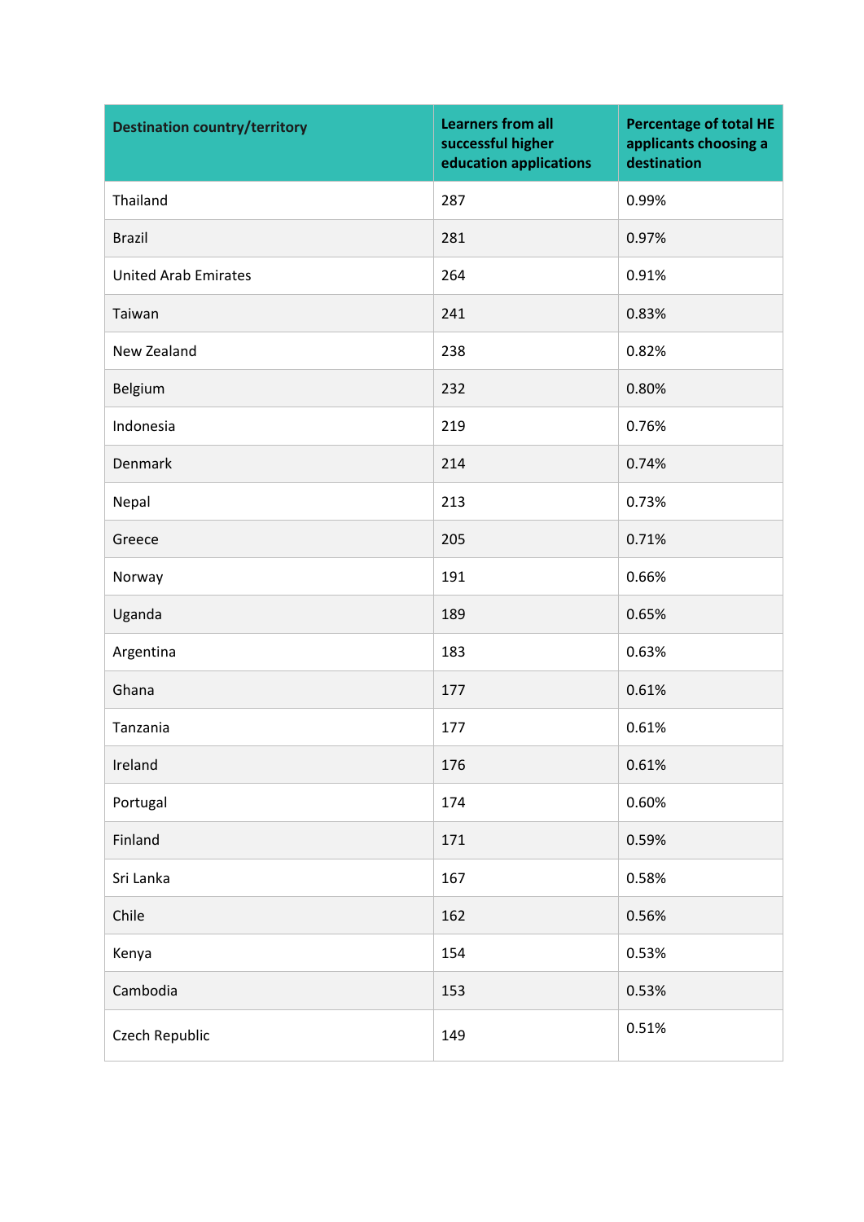| Destination country/territory | Learners from all successful higher education applications | Percentage of total HE applicants choosing a destination |
|---|---|---|
| Thailand | 287 | 0.99% |
| Brazil | 281 | 0.97% |
| United Arab Emirates | 264 | 0.91% |
| Taiwan | 241 | 0.83% |
| New Zealand | 238 | 0.82% |
| Belgium | 232 | 0.80% |
| Indonesia | 219 | 0.76% |
| Denmark | 214 | 0.74% |
| Nepal | 213 | 0.73% |
| Greece | 205 | 0.71% |
| Norway | 191 | 0.66% |
| Uganda | 189 | 0.65% |
| Argentina | 183 | 0.63% |
| Ghana | 177 | 0.61% |
| Tanzania | 177 | 0.61% |
| Ireland | 176 | 0.61% |
| Portugal | 174 | 0.60% |
| Finland | 171 | 0.59% |
| Sri Lanka | 167 | 0.58% |
| Chile | 162 | 0.56% |
| Kenya | 154 | 0.53% |
| Cambodia | 153 | 0.53% |
| Czech Republic | 149 | 0.51% |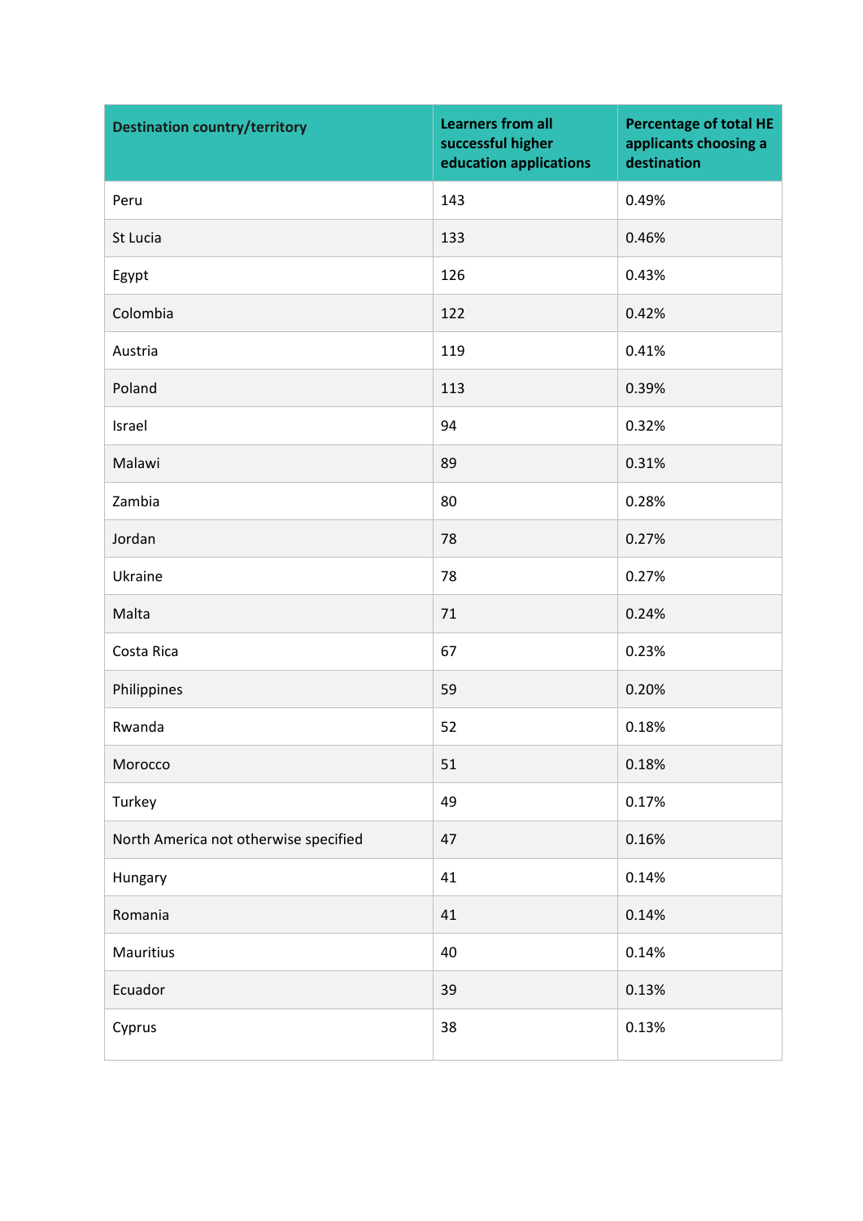| Destination country/territory | Learners from all successful higher education applications | Percentage of total HE applicants choosing a destination |
|---|---|---|
| Peru | 143 | 0.49% |
| St Lucia | 133 | 0.46% |
| Egypt | 126 | 0.43% |
| Colombia | 122 | 0.42% |
| Austria | 119 | 0.41% |
| Poland | 113 | 0.39% |
| Israel | 94 | 0.32% |
| Malawi | 89 | 0.31% |
| Zambia | 80 | 0.28% |
| Jordan | 78 | 0.27% |
| Ukraine | 78 | 0.27% |
| Malta | 71 | 0.24% |
| Costa Rica | 67 | 0.23% |
| Philippines | 59 | 0.20% |
| Rwanda | 52 | 0.18% |
| Morocco | 51 | 0.18% |
| Turkey | 49 | 0.17% |
| North America not otherwise specified | 47 | 0.16% |
| Hungary | 41 | 0.14% |
| Romania | 41 | 0.14% |
| Mauritius | 40 | 0.14% |
| Ecuador | 39 | 0.13% |
| Cyprus | 38 | 0.13% |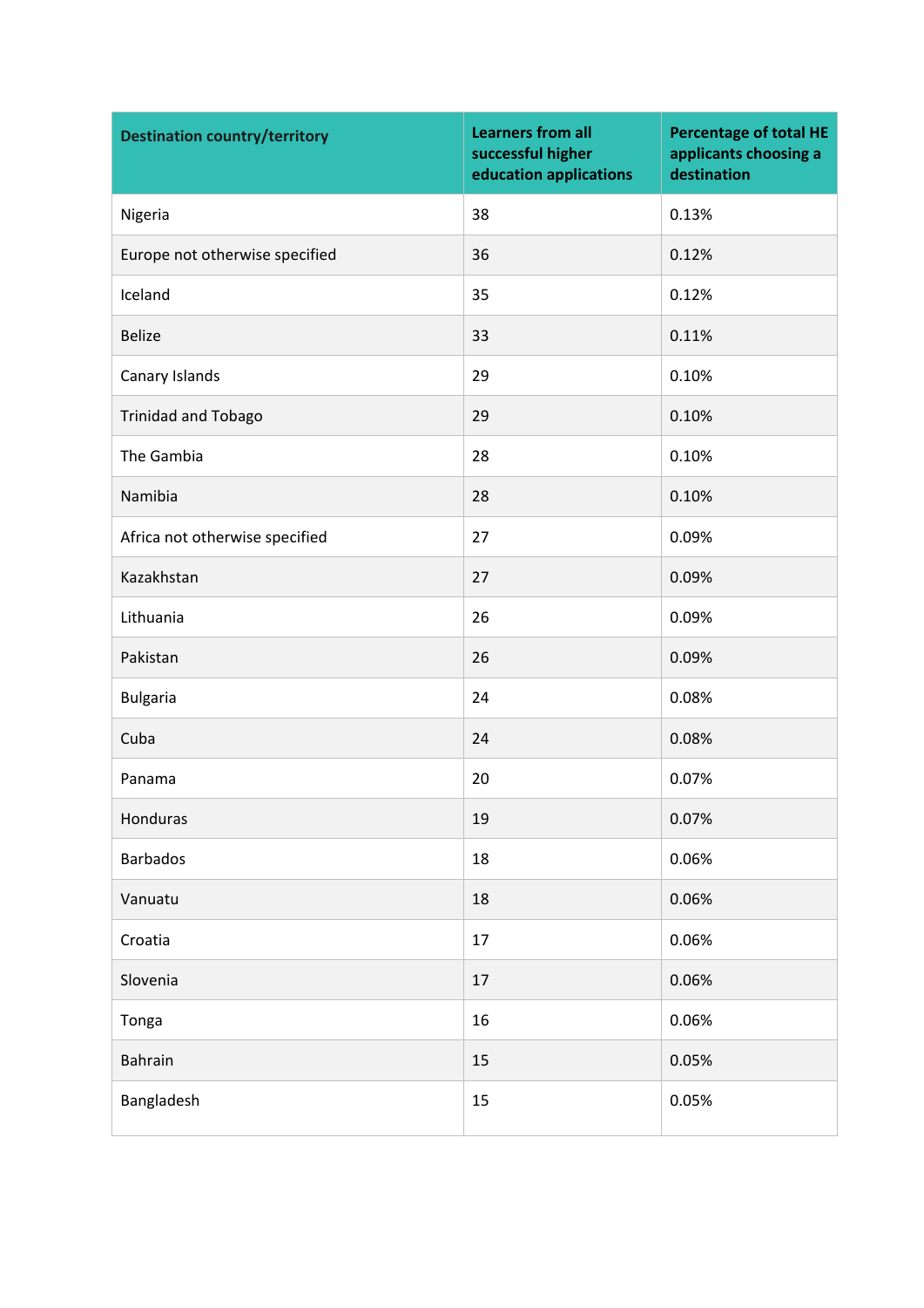| Destination country/territory | Learners from all successful higher education applications | Percentage of total HE applicants choosing a destination |
|---|---|---|
| Nigeria | 38 | 0.13% |
| Europe not otherwise specified | 36 | 0.12% |
| Iceland | 35 | 0.12% |
| Belize | 33 | 0.11% |
| Canary Islands | 29 | 0.10% |
| Trinidad and Tobago | 29 | 0.10% |
| The Gambia | 28 | 0.10% |
| Namibia | 28 | 0.10% |
| Africa not otherwise specified | 27 | 0.09% |
| Kazakhstan | 27 | 0.09% |
| Lithuania | 26 | 0.09% |
| Pakistan | 26 | 0.09% |
| Bulgaria | 24 | 0.08% |
| Cuba | 24 | 0.08% |
| Panama | 20 | 0.07% |
| Honduras | 19 | 0.07% |
| Barbados | 18 | 0.06% |
| Vanuatu | 18 | 0.06% |
| Croatia | 17 | 0.06% |
| Slovenia | 17 | 0.06% |
| Tonga | 16 | 0.06% |
| Bahrain | 15 | 0.05% |
| Bangladesh | 15 | 0.05% |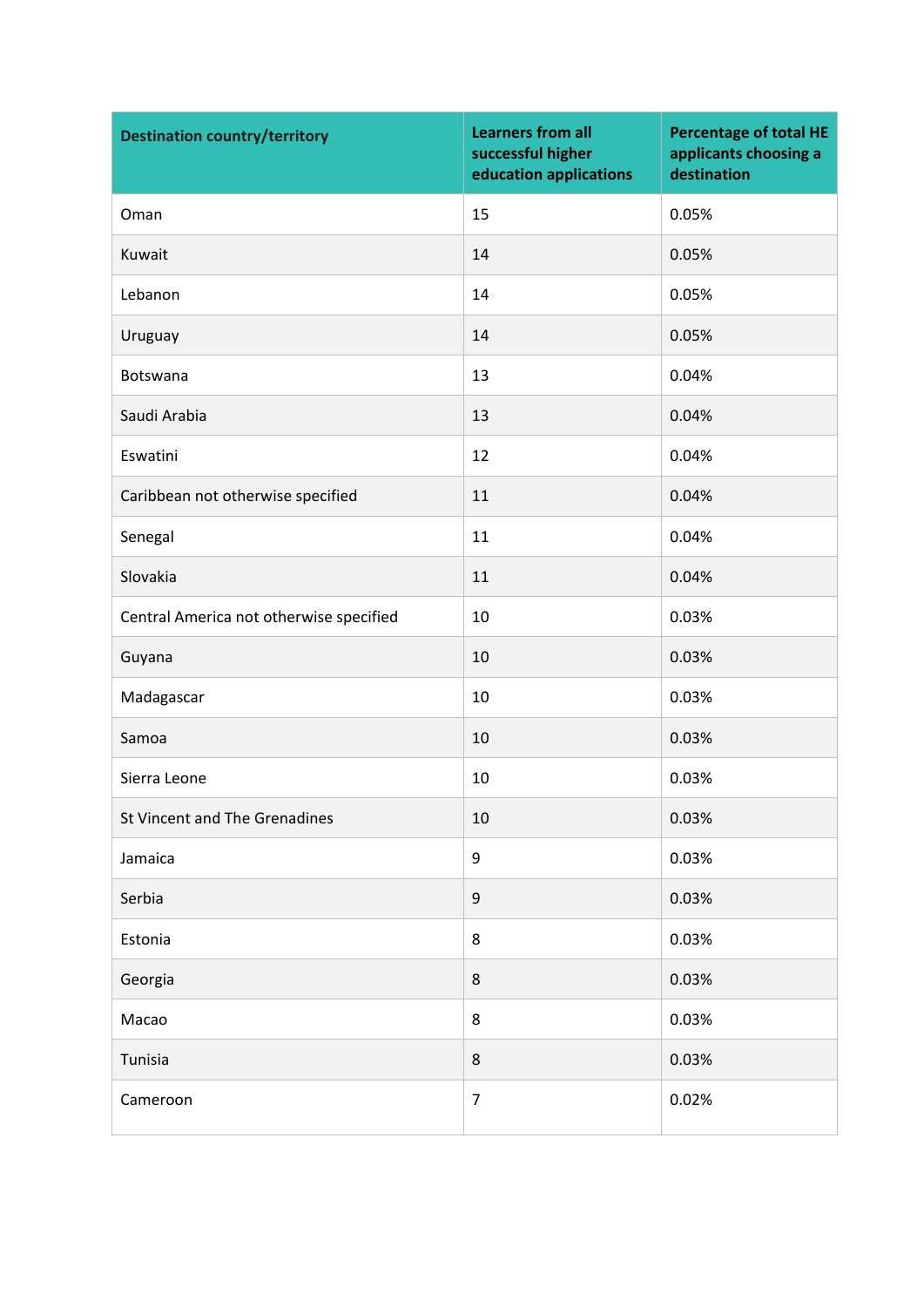| Destination country/territory | Learners from all successful higher education applications | Percentage of total HE applicants choosing a destination |
|---|---|---|
| Oman | 15 | 0.05% |
| Kuwait | 14 | 0.05% |
| Lebanon | 14 | 0.05% |
| Uruguay | 14 | 0.05% |
| Botswana | 13 | 0.04% |
| Saudi Arabia | 13 | 0.04% |
| Eswatini | 12 | 0.04% |
| Caribbean not otherwise specified | 11 | 0.04% |
| Senegal | 11 | 0.04% |
| Slovakia | 11 | 0.04% |
| Central America not otherwise specified | 10 | 0.03% |
| Guyana | 10 | 0.03% |
| Madagascar | 10 | 0.03% |
| Samoa | 10 | 0.03% |
| Sierra Leone | 10 | 0.03% |
| St Vincent and The Grenadines | 10 | 0.03% |
| Jamaica | 9 | 0.03% |
| Serbia | 9 | 0.03% |
| Estonia | 8 | 0.03% |
| Georgia | 8 | 0.03% |
| Macao | 8 | 0.03% |
| Tunisia | 8 | 0.03% |
| Cameroon | 7 | 0.02% |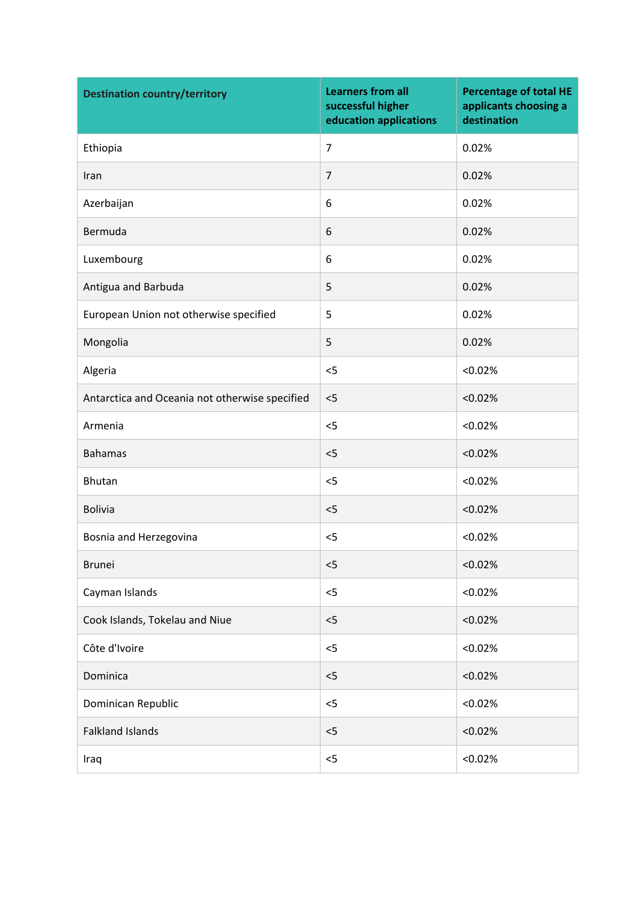| Destination country/territory | Learners from all successful higher education applications | Percentage of total HE applicants choosing a destination |
|---|---|---|
| Ethiopia | 7 | 0.02% |
| Iran | 7 | 0.02% |
| Azerbaijan | 6 | 0.02% |
| Bermuda | 6 | 0.02% |
| Luxembourg | 6 | 0.02% |
| Antigua and Barbuda | 5 | 0.02% |
| European Union not otherwise specified | 5 | 0.02% |
| Mongolia | 5 | 0.02% |
| Algeria | <5 | <0.02% |
| Antarctica and Oceania not otherwise specified | <5 | <0.02% |
| Armenia | <5 | <0.02% |
| Bahamas | <5 | <0.02% |
| Bhutan | <5 | <0.02% |
| Bolivia | <5 | <0.02% |
| Bosnia and Herzegovina | <5 | <0.02% |
| Brunei | <5 | <0.02% |
| Cayman Islands | <5 | <0.02% |
| Cook Islands, Tokelau and Niue | <5 | <0.02% |
| Côte d'Ivoire | <5 | <0.02% |
| Dominica | <5 | <0.02% |
| Dominican Republic | <5 | <0.02% |
| Falkland Islands | <5 | <0.02% |
| Iraq | <5 | <0.02% |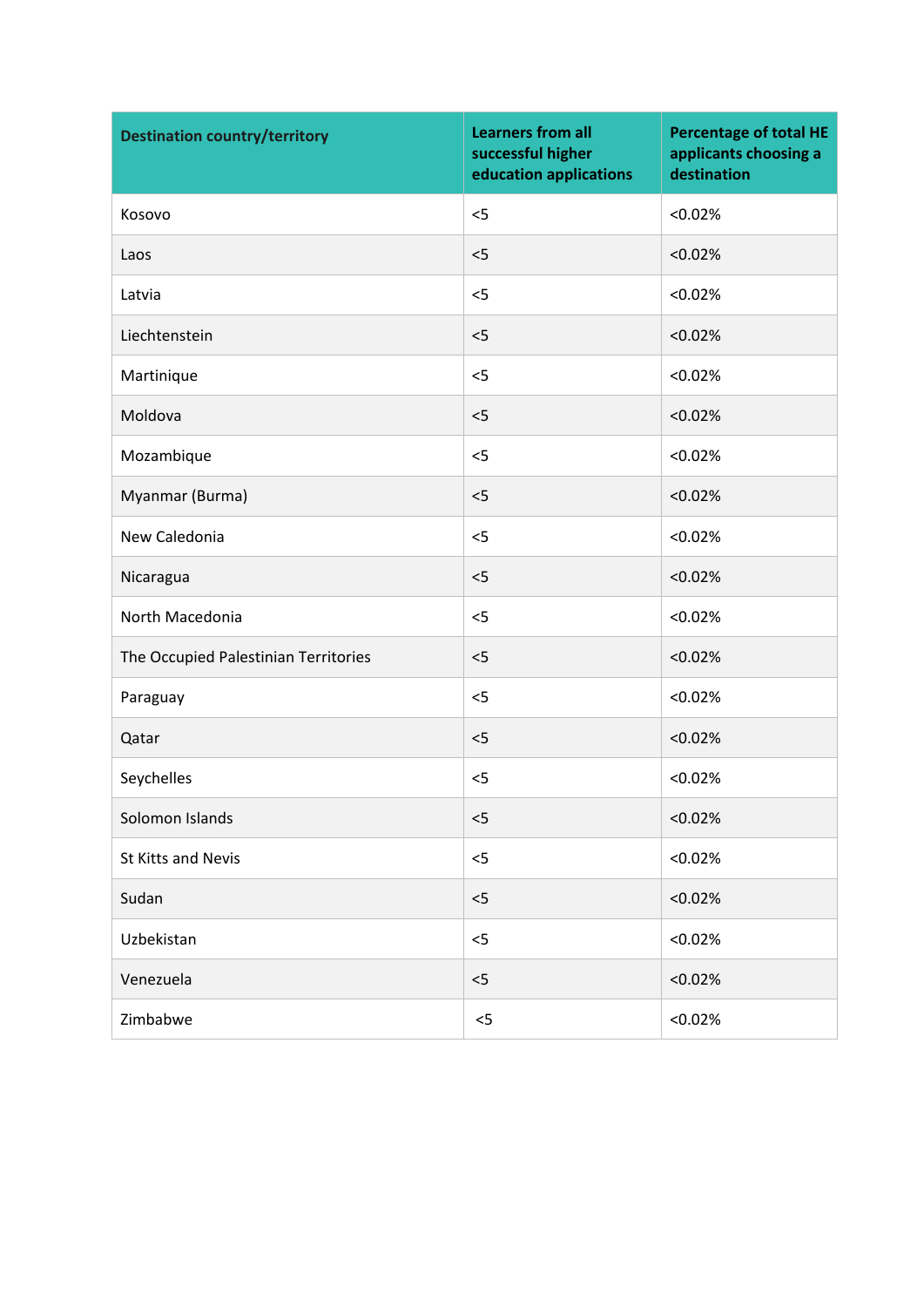| Destination country/territory | Learners from all successful higher education applications | Percentage of total HE applicants choosing a destination |
|---|---|---|
| Kosovo | <5 | <0.02% |
| Laos | <5 | <0.02% |
| Latvia | <5 | <0.02% |
| Liechtenstein | <5 | <0.02% |
| Martinique | <5 | <0.02% |
| Moldova | <5 | <0.02% |
| Mozambique | <5 | <0.02% |
| Myanmar (Burma) | <5 | <0.02% |
| New Caledonia | <5 | <0.02% |
| Nicaragua | <5 | <0.02% |
| North Macedonia | <5 | <0.02% |
| The Occupied Palestinian Territories | <5 | <0.02% |
| Paraguay | <5 | <0.02% |
| Qatar | <5 | <0.02% |
| Seychelles | <5 | <0.02% |
| Solomon Islands | <5 | <0.02% |
| St Kitts and Nevis | <5 | <0.02% |
| Sudan | <5 | <0.02% |
| Uzbekistan | <5 | <0.02% |
| Venezuela | <5 | <0.02% |
| Zimbabwe | <5 | <0.02% |